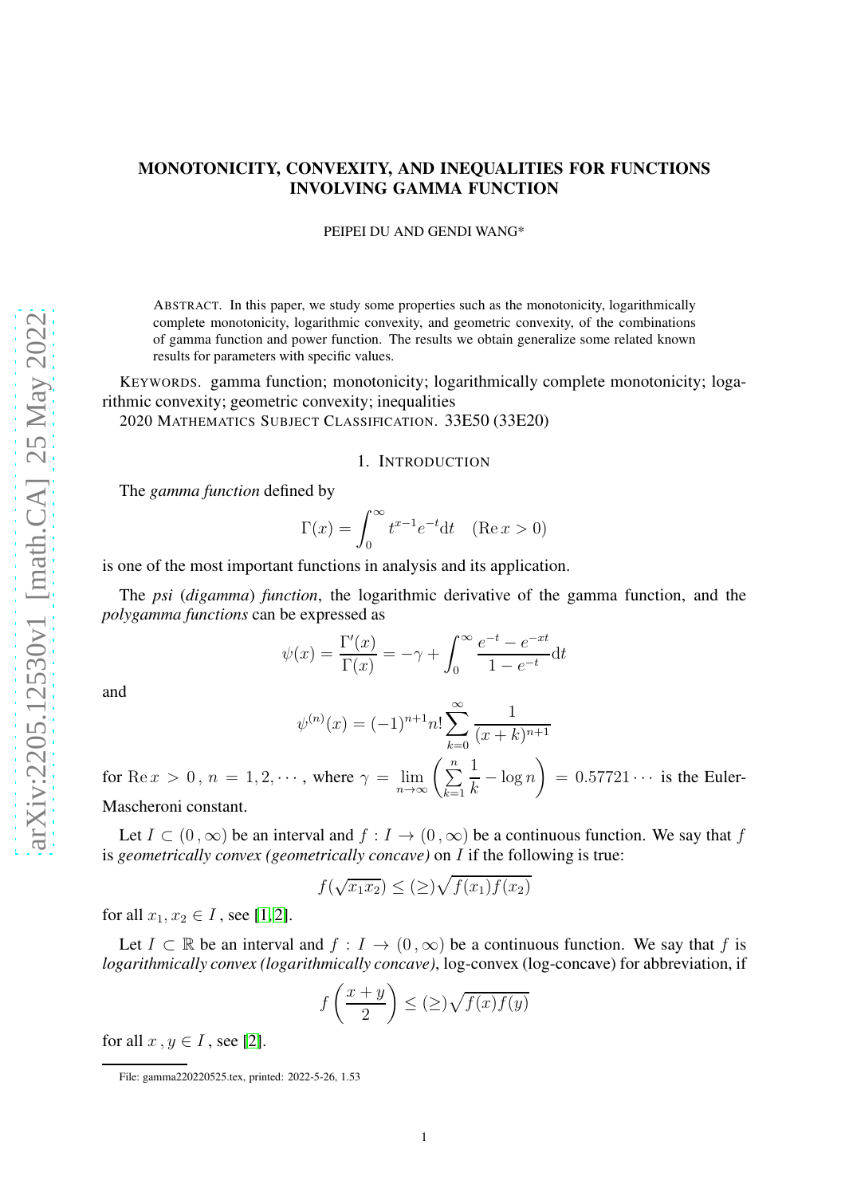# MONOTONICITY, CONVEXITY, AND INEQUALITIES FOR FUNCTIONS INVOLVING GAMMA FUNCTION

PEIPEI DU AND GENDI WANG*

ABSTRACT. In this paper, we study some properties such as the monotonicity, logarithmically complete monotonicity, logarithmic convexity, and geometric convexity, of the combinations of gamma function and power function. The results we obtain generalize some related known results for parameters with specific values.

KEYWORDS. gamma function; monotonicity; logarithmically complete monotonicity; logarithmic convexity; geometric convexity; inequalities

2020 MATHEMATICS SUBJECT CLASSIFICATION. 33E50 (33E20)

## 1. INTRODUCTION

The *gamma function* defined by

$$\Gamma(x) = \int_0^\infty t^{x-1} e^{-t} \mathrm{d}t \quad (\mathrm{Re}\, x > 0)$$

is one of the most important functions in analysis and its application.

The *psi* (*digamma*) *function*, the logarithmic derivative of the gamma function, and the *polygamma functions* can be expressed as

$$\psi(x) = \frac{\Gamma'(x)}{\Gamma(x)} = -\gamma + \int_0^\infty \frac{e^{-t} - e^{-xt}}{1 - e^{-t}} \mathrm{d}t$$

and

$$\psi^{(n)}(x) = (-1)^{n+1} n! \sum_{k=0}^{\infty} \frac{1}{(x+k)^{n+1}}$$

for $\mathrm{Re}\, x > 0$, $n = 1, 2, \cdots$, where $\gamma = \lim_{n\to\infty} \left( \sum_{k=1}^{n} \frac{1}{k} - \log n \right) = 0.57721\cdots$ is the Euler-Mascheroni constant.

Let $I \subset (0, \infty)$ be an interval and $f : I \to (0, \infty)$ be a continuous function. We say that $f$ is *geometrically convex (geometrically concave)* on $I$ if the following is true:

$$f(\sqrt{x_1 x_2}) \le (\ge) \sqrt{f(x_1) f(x_2)}$$

for all $x_1, x_2 \in I$, see [1, 2].

Let $I \subset \mathbb{R}$ be an interval and $f : I \to (0, \infty)$ be a continuous function. We say that $f$ is *logarithmically convex (logarithmically concave)*, log-convex (log-concave) for abbreviation, if

$$f\left(\frac{x+y}{2}\right) \le (\ge) \sqrt{f(x) f(y)}$$

for all $x, y \in I$, see [2].

File: gamma220220525.tex, printed: 2022-5-26, 1.53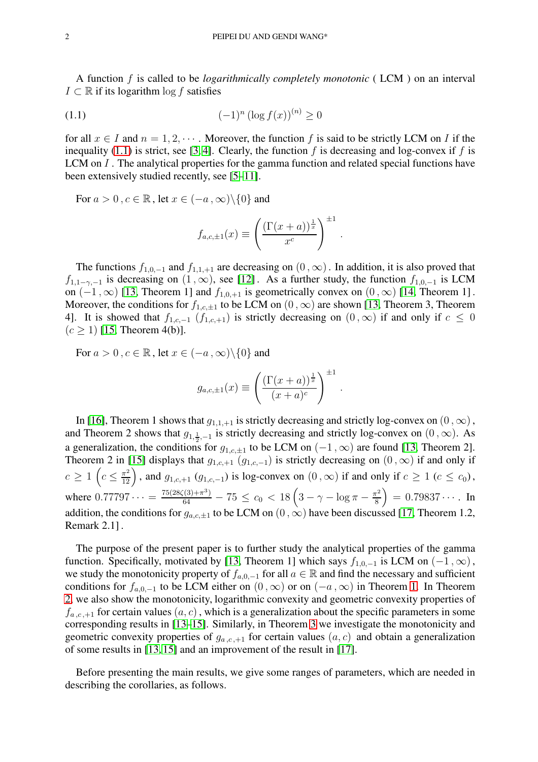A function $f$ is called to be *logarithmically completely monotonic* ( LCM ) on an interval $I \subset \mathbb{R}$ if its logarithm $\log f$ satisfies

$$(-1)^n \left(\log f(x)\right)^{(n)} \geq 0 \tag{1.1}$$

for all $x \in I$ and $n = 1, 2, \cdots$. Moreover, the function $f$ is said to be strictly LCM on $I$ if the inequality (1.1) is strict, see [3, 4]. Clearly, the function $f$ is decreasing and log-convex if $f$ is LCM on $I$. The analytical properties for the gamma function and related special functions have been extensively studied recently, see [5–11].

For $a > 0, c \in \mathbb{R}$, let $x \in (-a, \infty)\backslash\{0\}$ and

$$f_{a,c,\pm 1}(x) \equiv \left(\frac{(\Gamma(x+a))^{\frac{1}{x}}}{x^c}\right)^{\pm 1}.$$

The functions $f_{1,0,-1}$ and $f_{1,1,+1}$ are decreasing on $(0, \infty)$. In addition, it is also proved that $f_{1,1-\gamma,-1}$ is decreasing on $(1, \infty)$, see [12]. As a further study, the function $f_{1,0,-1}$ is LCM on $(-1, \infty)$ [13, Theorem 1] and $f_{1,0,+1}$ is geometrically convex on $(0, \infty)$ [14, Theorem 1]. Moreover, the conditions for $f_{1,c,\pm 1}$ to be LCM on $(0, \infty)$ are shown [13, Theorem 3, Theorem 4]. It is showed that $f_{1,c,-1}$ ($f_{1,c,+1}$) is strictly decreasing on $(0, \infty)$ if and only if $c \leq 0$ ($c \geq 1$) [15, Theorem 4(b)].

For $a > 0, c \in \mathbb{R}$, let $x \in (-a, \infty)\backslash\{0\}$ and

$$g_{a,c,\pm 1}(x) \equiv \left(\frac{(\Gamma(x+a))^{\frac{1}{x}}}{(x+a)^c}\right)^{\pm 1}.$$

In [16], Theorem 1 shows that $g_{1,1,+1}$ is strictly decreasing and strictly log-convex on $(0, \infty)$, and Theorem 2 shows that $g_{1,\frac{1}{2},-1}$ is strictly decreasing and strictly log-convex on $(0, \infty)$. As a generalization, the conditions for $g_{1,c,\pm 1}$ to be LCM on $(-1, \infty)$ are found [13, Theorem 2]. Theorem 2 in [15] displays that $g_{1,c,+1}$ ($g_{1,c,-1}$) is strictly decreasing on $(0, \infty)$ if and only if $c \geq 1$ $\left(c \leq \frac{\pi^2}{12}\right)$, and $g_{1,c,+1}$ ($g_{1,c,-1}$) is log-convex on $(0, \infty)$ if and only if $c \geq 1$ ($c \leq c_0$), where $0.77797\cdots = \frac{75(28\zeta(3)+\pi^3)}{64} - 75 \leq c_0 < 18\left(3 - \gamma - \log\pi - \frac{\pi^2}{8}\right) = 0.79837\cdots$. In addition, the conditions for $g_{a,c,\pm 1}$ to be LCM on $(0, \infty)$ have been discussed [17, Theorem 1.2, Remark 2.1].

The purpose of the present paper is to further study the analytical properties of the gamma function. Specifically, motivated by [13, Theorem 1] which says $f_{1,0,-1}$ is LCM on $(-1, \infty)$, we study the monotonicity property of $f_{a,0,-1}$ for all $a \in \mathbb{R}$ and find the necessary and sufficient conditions for $f_{a,0,-1}$ to be LCM either on $(0, \infty)$ or on $(-a, \infty)$ in Theorem 1. In Theorem 2, we also show the monotonicity, logarithmic convexity and geometric convexity properties of $f_{a,c,+1}$ for certain values $(a, c)$, which is a generalization about the specific parameters in some corresponding results in [13–15]. Similarly, in Theorem 3 we investigate the monotonicity and geometric convexity properties of $g_{a,c,+1}$ for certain values $(a, c)$ and obtain a generalization of some results in [13, 15] and an improvement of the result in [17].

Before presenting the main results, we give some ranges of parameters, which are needed in describing the corollaries, as follows.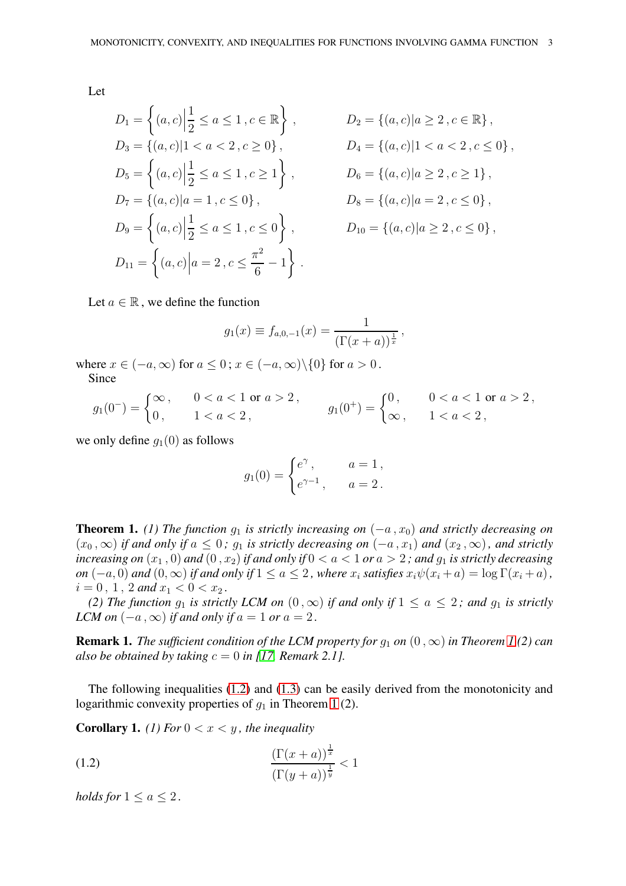Let

$$D_1 = \left\{ (a,c) \Big| \frac{1}{2} \le a \le 1 \,, c \in \mathbb{R} \right\}, \qquad D_2 = \{(a,c) | a \ge 2 \,, c \in \mathbb{R}\},$$

$$D_3 = \{(a,c) | 1 < a < 2 \,, c \ge 0\}, \qquad D_4 = \{(a,c) | 1 < a < 2 \,, c \le 0\},$$

$$D_5 = \left\{ (a,c) \Big| \frac{1}{2} \le a \le 1 \,, c \ge 1 \right\}, \qquad D_6 = \{(a,c) | a \ge 2 \,, c \ge 1\},$$

$$D_7 = \{(a,c) | a = 1 \,, c \le 0\}, \qquad D_8 = \{(a,c) | a = 2 \,, c \le 0\},$$

$$D_9 = \left\{ (a,c) \Big| \frac{1}{2} \le a \le 1 \,, c \le 0 \right\}, \qquad D_{10} = \{(a,c) | a \ge 2 \,, c \le 0\},$$

$$D_{11} = \left\{ (a,c) \Big| a = 2 \,, c \le \frac{\pi^2}{6} - 1 \right\}.$$

Let $a \in \mathbb{R}$, we define the function

$$g_1(x) \equiv f_{a,0,-1}(x) = \frac{1}{(\Gamma(x+a))^{\frac{1}{x}}},$$

where $x \in (-a, \infty)$ for $a \le 0$; $x \in (-a, \infty) \backslash \{0\}$ for $a > 0$.

Since

$$g_1(0^-) = \begin{cases} \infty, & 0 < a < 1 \text{ or } a > 2, \\ 0, & 1 < a < 2, \end{cases} \qquad g_1(0^+) = \begin{cases} 0, & 0 < a < 1 \text{ or } a > 2, \\ \infty, & 1 < a < 2, \end{cases}$$

we only define $g_1(0)$ as follows

$$g_1(0) = \begin{cases} e^{\gamma}, & a = 1, \\ e^{\gamma - 1}, & a = 2. \end{cases}$$

**Theorem 1.** *(1) The function $g_1$ is strictly increasing on $(-a\,, x_0)$ and strictly decreasing on $(x_0\,, \infty)$ if and only if $a \le 0$; $g_1$ is strictly decreasing on $(-a\,, x_1)$ and $(x_2\,, \infty)$, and strictly increasing on $(x_1\,, 0)$ and $(0\,, x_2)$ if and only if $0 < a < 1$ or $a > 2$; and $g_1$ is strictly decreasing on $(-a, 0)$ and $(0, \infty)$ if and only if $1 \le a \le 2$, where $x_i$ satisfies $x_i\psi(x_i + a) = \log\Gamma(x_i + a)$, $i = 0\,, 1\,, 2$ and $x_1 < 0 < x_2$.*

*(2) The function $g_1$ is strictly LCM on $(0\,, \infty)$ if and only if $1 \le a \le 2$; and $g_1$ is strictly LCM on $(-a\,, \infty)$ if and only if $a = 1$ or $a = 2$.*

**Remark 1.** *The sufficient condition of the LCM property for $g_1$ on $(0\,, \infty)$ in Theorem 1 (2) can also be obtained by taking $c = 0$ in [17, Remark 2.1].*

The following inequalities (1.2) and (1.3) can be easily derived from the monotonicity and logarithmic convexity properties of $g_1$ in Theorem 1 (2).

**Corollary 1.** *(1) For $0 < x < y$, the inequality*

$$\frac{(\Gamma(x+a))^{\frac{1}{x}}}{(\Gamma(y+a))^{\frac{1}{y}}} < 1 \tag{1.2}$$

*holds for $1 \le a \le 2$.*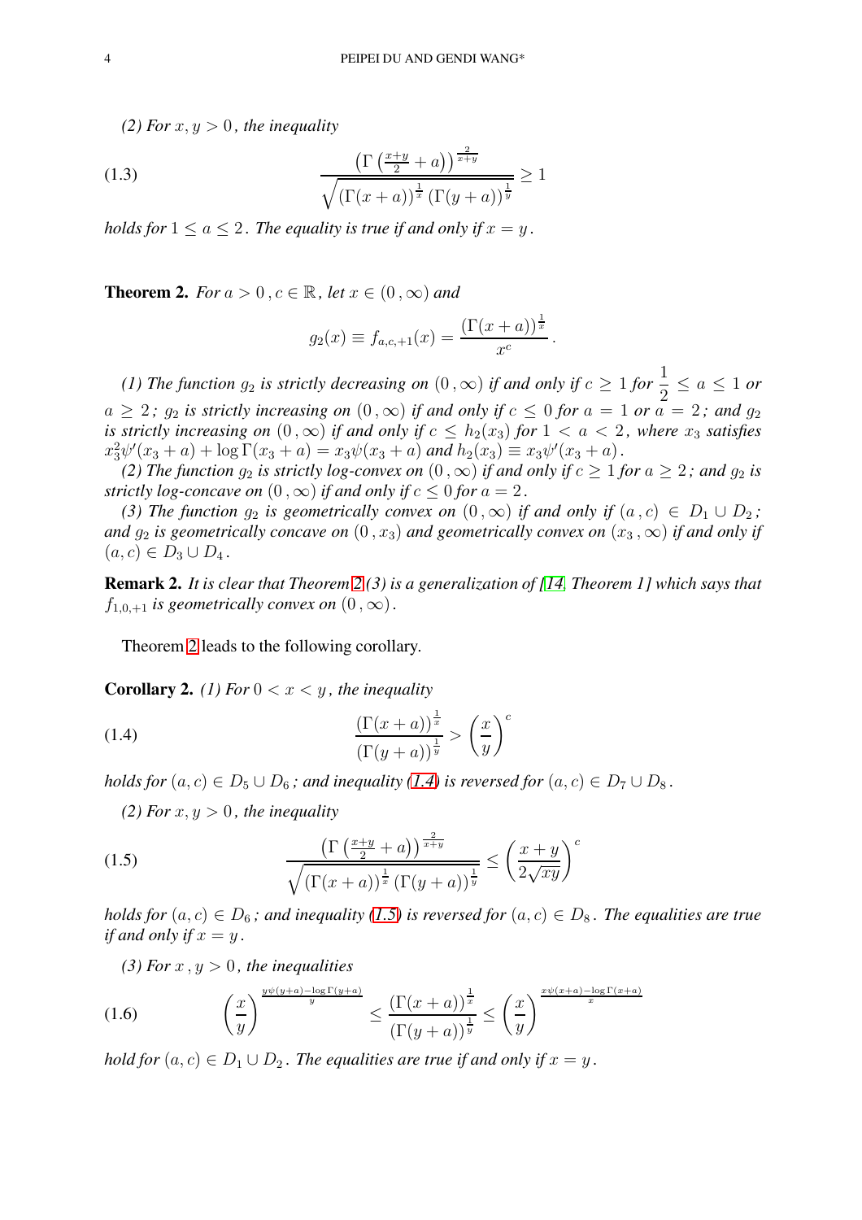*(2) For $x, y > 0$, the inequality*

$$\frac{\left(\Gamma\left(\frac{x+y}{2}+a\right)\right)^{\frac{2}{x+y}}}{\sqrt{(\Gamma(x+a))^{\frac{1}{x}}\,(\Gamma(y+a))^{\frac{1}{y}}}} \geq 1 \tag{1.3}$$

*holds for $1 \leq a \leq 2$. The equality is true if and only if $x = y$.*

**Theorem 2.** *For $a > 0\,, c \in \mathbb{R}$, let $x \in (0\,,\infty)$ and*

$$g_2(x) \equiv f_{a,c,+1}(x) = \frac{(\Gamma(x+a))^{\frac{1}{x}}}{x^c}\,.$$

*(1) The function $g_2$ is strictly decreasing on $(0\,,\infty)$ if and only if $c \geq 1$ for $\dfrac{1}{2} \leq a \leq 1$ or $a \geq 2$; $g_2$ is strictly increasing on $(0\,,\infty)$ if and only if $c \leq 0$ for $a = 1$ or $a = 2$; and $g_2$ is strictly increasing on $(0\,,\infty)$ if and only if $c \leq h_2(x_3)$ for $1 < a < 2$, where $x_3$ satisfies $x_3^2\psi'(x_3+a) + \log\Gamma(x_3+a) = x_3\psi(x_3+a)$ and $h_2(x_3) \equiv x_3\psi'(x_3+a)$.*

*(2) The function $g_2$ is strictly log-convex on $(0\,,\infty)$ if and only if $c \geq 1$ for $a \geq 2$; and $g_2$ is strictly log-concave on $(0\,,\infty)$ if and only if $c \leq 0$ for $a = 2$.*

*(3) The function $g_2$ is geometrically convex on $(0\,,\infty)$ if and only if $(a\,,c) \in D_1 \cup D_2$; and $g_2$ is geometrically concave on $(0\,,x_3)$ and geometrically convex on $(x_3\,,\infty)$ if and only if $(a, c) \in D_3 \cup D_4$.*

**Remark 2.** *It is clear that Theorem 2(3) is a generalization of [14, Theorem 1] which says that $f_{1,0,+1}$ is geometrically convex on $(0\,,\infty)$.*

Theorem 2 leads to the following corollary.

**Corollary 2.** *(1) For $0 < x < y$, the inequality*

$$\frac{(\Gamma(x+a))^{\frac{1}{x}}}{(\Gamma(y+a))^{\frac{1}{y}}} > \left(\frac{x}{y}\right)^c \tag{1.4}$$

*holds for $(a, c) \in D_5 \cup D_6$; and inequality (1.4) is reversed for $(a, c) \in D_7 \cup D_8$.*

*(2) For $x, y > 0$, the inequality*

$$\frac{\left(\Gamma\left(\frac{x+y}{2}+a\right)\right)^{\frac{2}{x+y}}}{\sqrt{(\Gamma(x+a))^{\frac{1}{x}}\,(\Gamma(y+a))^{\frac{1}{y}}}} \leq \left(\frac{x+y}{2\sqrt{xy}}\right)^c \tag{1.5}$$

*holds for $(a, c) \in D_6$; and inequality (1.5) is reversed for $(a, c) \in D_8$. The equalities are true if and only if $x = y$.*

*(3) For $x\,, y > 0$, the inequalities*

$$\left(\frac{x}{y}\right)^{\frac{y\psi(y+a)-\log\Gamma(y+a)}{y}} \leq \frac{(\Gamma(x+a))^{\frac{1}{x}}}{(\Gamma(y+a))^{\frac{1}{y}}} \leq \left(\frac{x}{y}\right)^{\frac{x\psi(x+a)-\log\Gamma(x+a)}{x}} \tag{1.6}$$

*hold for $(a, c) \in D_1 \cup D_2$. The equalities are true if and only if $x = y$.*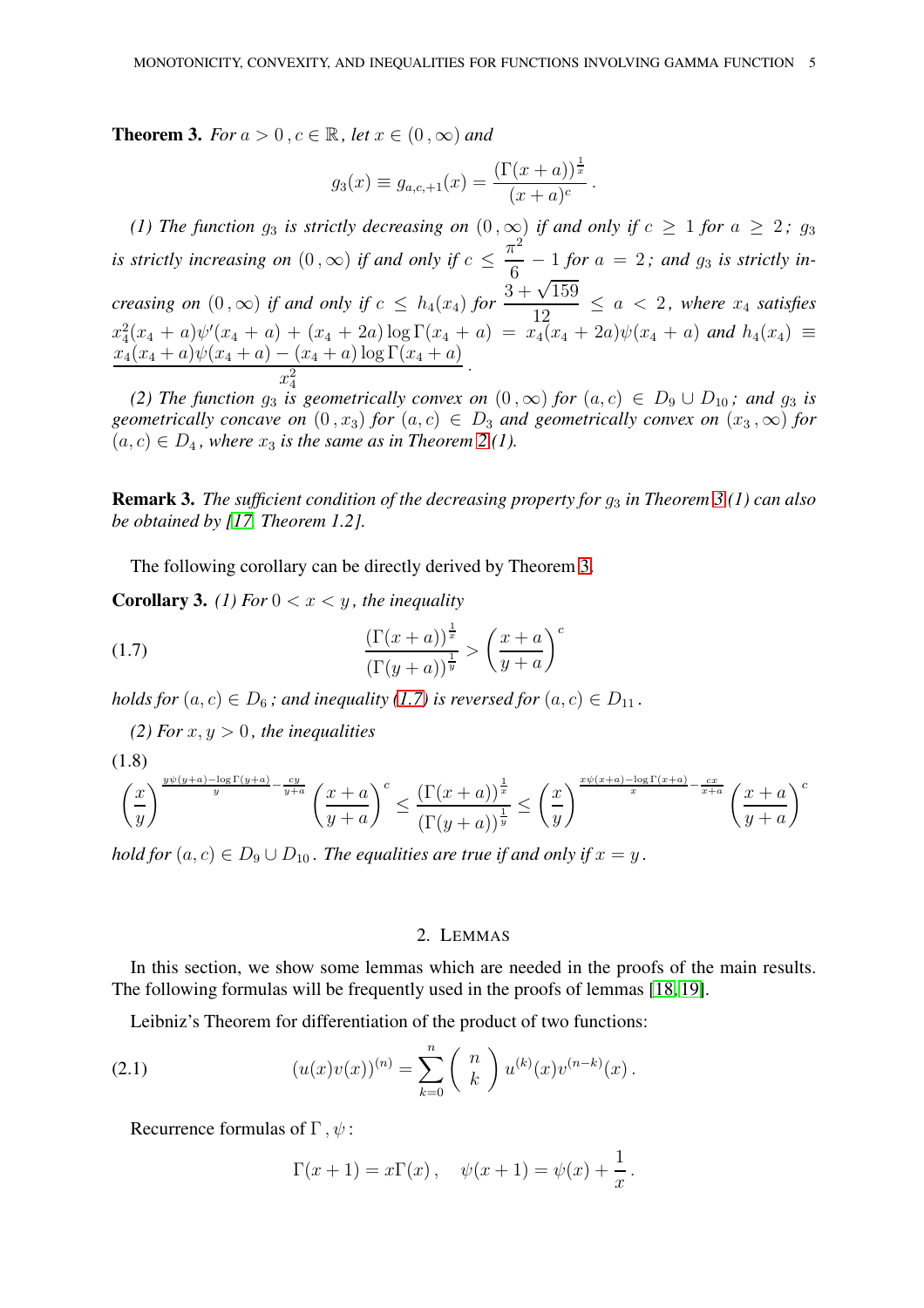**Theorem 3.** *For $a > 0\,, c \in \mathbb{R}$, let $x \in (0\,, \infty)$ and*

$$g_3(x) \equiv g_{a,c,+1}(x) = \frac{(\Gamma(x+a))^{\frac{1}{x}}}{(x+a)^c}\,.$$

*(1) The function $g_3$ is strictly decreasing on $(0\,,\infty)$ if and only if $c \geq 1$ for $a \geq 2$; $g_3$ is strictly increasing on $(0\,,\infty)$ if and only if $c \leq \frac{\pi^2}{6} - 1$ for $a = 2$; and $g_3$ is strictly increasing on $(0\,,\infty)$ if and only if $c \leq h_4(x_4)$ for $\frac{3+\sqrt{159}}{12} \leq a < 2$, where $x_4$ satisfies $x_4^2(x_4+a)\psi'(x_4+a) + (x_4+2a)\log\Gamma(x_4+a) = x_4(x_4+2a)\psi(x_4+a)$ and $h_4(x_4) \equiv \dfrac{x_4(x_4+a)\psi(x_4+a) - (x_4+a)\log\Gamma(x_4+a)}{x_4^2}$.*

*(2) The function $g_3$ is geometrically convex on $(0\,,\infty)$ for $(a,c) \in D_9 \cup D_{10}$; and $g_3$ is geometrically concave on $(0\,,x_3)$ for $(a,c) \in D_3$ and geometrically convex on $(x_3\,,\infty)$ for $(a,c) \in D_4$, where $x_3$ is the same as in Theorem 2 (1).*

**Remark 3.** *The sufficient condition of the decreasing property for $g_3$ in Theorem 3 (1) can also be obtained by [17, Theorem 1.2].*

The following corollary can be directly derived by Theorem 3.

**Corollary 3.** *(1) For $0 < x < y$, the inequality*

$$\frac{(\Gamma(x+a))^{\frac{1}{x}}}{(\Gamma(y+a))^{\frac{1}{y}}} > \left(\frac{x+a}{y+a}\right)^c \tag{1.7}$$

*holds for $(a,c) \in D_6$; and inequality (1.7) is reversed for $(a,c) \in D_{11}$.*

*(2) For $x, y > 0$, the inequalities*

$$\left(\frac{x}{y}\right)^{\frac{y\psi(y+a)-\log\Gamma(y+a)}{y} - \frac{cy}{y+a}} \left(\frac{x+a}{y+a}\right)^c \leq \frac{(\Gamma(x+a))^{\frac{1}{x}}}{(\Gamma(y+a))^{\frac{1}{y}}} \leq \left(\frac{x}{y}\right)^{\frac{x\psi(x+a)-\log\Gamma(x+a)}{x} - \frac{cx}{x+a}} \left(\frac{x+a}{y+a}\right)^c \tag{1.8}$$

*hold for $(a,c) \in D_9 \cup D_{10}$. The equalities are true if and only if $x = y$.*

## 2. Lemmas

In this section, we show some lemmas which are needed in the proofs of the main results. The following formulas will be frequently used in the proofs of lemmas [18, 19].

Leibniz's Theorem for differentiation of the product of two functions:

$$(u(x)v(x))^{(n)} = \sum_{k=0}^{n} \binom{n}{k} u^{(k)}(x)v^{(n-k)}(x)\,. \tag{2.1}$$

Recurrence formulas of $\Gamma\,, \psi$:

$$\Gamma(x+1) = x\Gamma(x)\,, \quad \psi(x+1) = \psi(x) + \frac{1}{x}\,.$$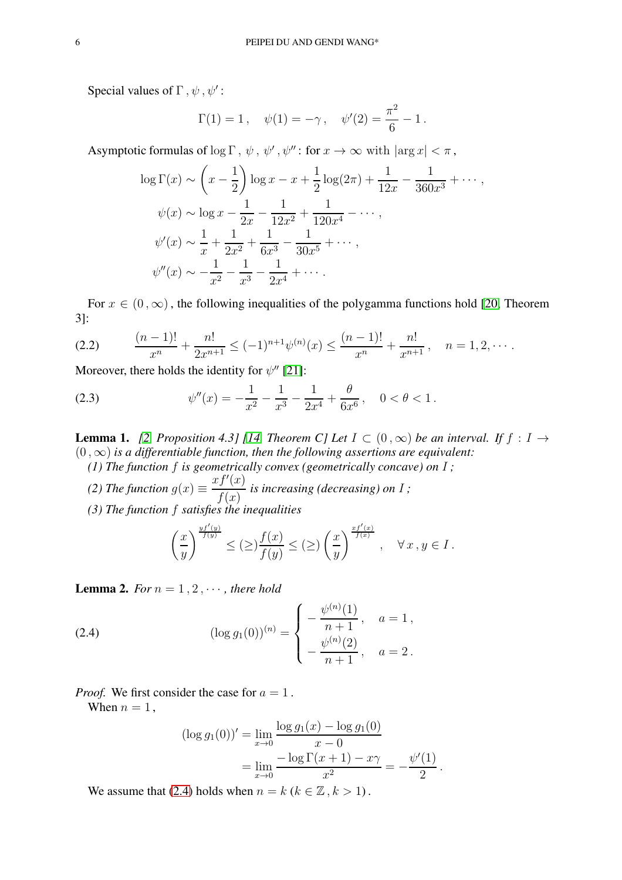Special values of $\Gamma$ , $\psi$ , $\psi'$ :

$$\Gamma(1) = 1\,, \quad \psi(1) = -\gamma\,, \quad \psi'(2) = \frac{\pi^2}{6} - 1\,.$$

Asymptotic formulas of $\log\Gamma$ , $\psi$ , $\psi'$ , $\psi''$ : for $x \to \infty$ with $|\arg x| < \pi$ ,

$$\begin{aligned}
\log\Gamma(x) &\sim \left(x - \frac{1}{2}\right)\log x - x + \frac{1}{2}\log(2\pi) + \frac{1}{12x} - \frac{1}{360x^3} + \cdots\,,\\
\psi(x) &\sim \log x - \frac{1}{2x} - \frac{1}{12x^2} + \frac{1}{120x^4} - \cdots\,,\\
\psi'(x) &\sim \frac{1}{x} + \frac{1}{2x^2} + \frac{1}{6x^3} - \frac{1}{30x^5} + \cdots\,,\\
\psi''(x) &\sim -\frac{1}{x^2} - \frac{1}{x^3} - \frac{1}{2x^4} + \cdots\,.
\end{aligned}$$

For $x \in (0\,,\infty)$ , the following inequalities of the polygamma functions hold [20, Theorem 3]:

$$\frac{(n-1)!}{x^n} + \frac{n!}{2x^{n+1}} \le (-1)^{n+1}\psi^{(n)}(x) \le \frac{(n-1)!}{x^n} + \frac{n!}{x^{n+1}}\,, \quad n = 1, 2, \cdots\,. \tag{2.2}$$

Moreover, there holds the identity for $\psi''$ [21]:

$$\psi''(x) = -\frac{1}{x^2} - \frac{1}{x^3} - \frac{1}{2x^4} + \frac{\theta}{6x^6}\,, \quad 0 < \theta < 1\,. \tag{2.3}$$

**Lemma 1.** *[2, Proposition 4.3] [14, Theorem C] Let $I \subset (0\,,\infty)$ be an interval. If $f : I \to (0\,,\infty)$ is a differentiable function, then the following assertions are equivalent:*
*(1) The function $f$ is geometrically convex (geometrically concave) on $I$ ;*
*(2) The function $g(x) \equiv \dfrac{xf'(x)}{f(x)}$ is increasing (decreasing) on $I$ ;*
*(3) The function $f$ satisfies the inequalities*

$$\left(\frac{x}{y}\right)^{\frac{yf'(y)}{f(y)}} \le (\ge)\frac{f(x)}{f(y)} \le (\ge)\left(\frac{x}{y}\right)^{\frac{xf'(x)}{f(x)}}\,, \quad \forall\, x\,, y \in I\,.$$

**Lemma 2.** *For $n = 1\,, 2\,, \cdots$ , there hold*

$$(\log g_1(0))^{(n)} = \begin{cases} -\dfrac{\psi^{(n)}(1)}{n+1}\,, & a = 1\,,\\[2mm] -\dfrac{\psi^{(n)}(2)}{n+1}\,, & a = 2\,. \end{cases} \tag{2.4}$$

*Proof.* We first consider the case for $a = 1$ .

When $n = 1$ ,

$$\begin{aligned}
(\log g_1(0))' &= \lim_{x\to 0}\frac{\log g_1(x) - \log g_1(0)}{x - 0}\\
&= \lim_{x\to 0}\frac{-\log\Gamma(x+1) - x\gamma}{x^2} = -\frac{\psi'(1)}{2}\,.
\end{aligned}$$

We assume that (2.4) holds when $n = k$ $(k \in \mathbb{Z}\,, k > 1)$ .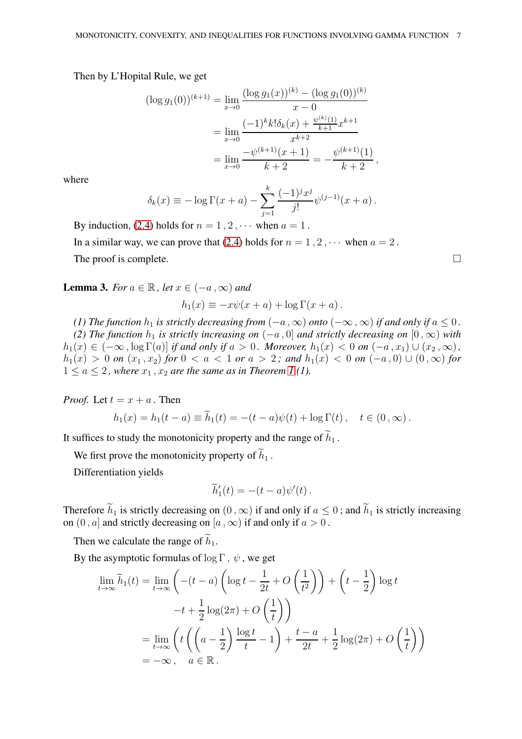Then by L'Hopital Rule, we get

$$
\begin{aligned}
(\log g_1(0))^{(k+1)} &= \lim_{x\to 0}\frac{(\log g_1(x))^{(k)}-(\log g_1(0))^{(k)}}{x-0}\\
&= \lim_{x\to 0}\frac{(-1)^k k!\delta_k(x)+\frac{\psi^{(k)}(1)}{k+1}x^{k+1}}{x^{k+2}}\\
&= \lim_{x\to 0}\frac{-\psi^{(k+1)}(x+1)}{k+2} = -\frac{\psi^{(k+1)}(1)}{k+2}\,,
\end{aligned}
$$

where

$$
\delta_k(x) \equiv -\log\Gamma(x+a) - \sum_{j=1}^{k}\frac{(-1)^j x^j}{j!}\psi^{(j-1)}(x+a)\,.
$$

By induction, (2.4) holds for $n=1\,,2\,,\cdots$ when $a=1$.

In a similar way, we can prove that (2.4) holds for $n=1\,,2\,,\cdots$ when $a=2$.

The proof is complete. $\square$

**Lemma 3.** *For $a\in\mathbb{R}$, let $x\in(-a\,,\infty)$ and*

$$
h_1(x) \equiv -x\psi(x+a)+\log\Gamma(x+a)\,.
$$

*(1) The function $h_1$ is strictly decreasing from $(-a\,,\infty)$ onto $(-\infty\,,\infty)$ if and only if $a\le 0$.*
*(2) The function $h_1$ is strictly increasing on $(-a\,,0]$ and strictly decreasing on $[0\,,\infty)$ with $h_1(x)\in(-\infty\,,\log\Gamma(a)]$ if and only if $a>0$. Moreover, $h_1(x)<0$ on $(-a\,,x_1)\cup(x_2\,,\infty)$, $h_1(x)>0$ on $(x_1\,,x_2)$ for $0<a<1$ or $a>2$; and $h_1(x)<0$ on $(-a\,,0)\cup(0\,,\infty)$ for $1\le a\le 2$, where $x_1\,,x_2$ are the same as in Theorem 1(1).*

*Proof.* Let $t=x+a$. Then

$$
h_1(x)=h_1(t-a)\equiv\widetilde{h}_1(t) = -(t-a)\psi(t)+\log\Gamma(t)\,,\quad t\in(0\,,\infty)\,.
$$

It suffices to study the monotonicity property and the range of $\widetilde{h}_1$.

We first prove the monotonicity property of $\widetilde{h}_1$.

Differentiation yields

$$
\widetilde{h}_1'(t) = -(t-a)\psi'(t)\,.
$$

Therefore $\widetilde{h}_1$ is strictly decreasing on $(0\,,\infty)$ if and only if $a\le 0$; and $\widetilde{h}_1$ is strictly increasing on $(0\,,a]$ and strictly decreasing on $[a\,,\infty)$ if and only if $a>0$.

Then we calculate the range of $\widetilde{h}_1$.

By the asymptotic formulas of $\log\Gamma$, $\psi$, we get

$$
\begin{aligned}
\lim_{t\to\infty}\widetilde{h}_1(t) &= \lim_{t\to\infty}\left(-(t-a)\left(\log t-\frac{1}{2t}+O\left(\frac{1}{t^2}\right)\right)+\left(t-\frac{1}{2}\right)\log t\right.\\
&\qquad\left. -t+\frac{1}{2}\log(2\pi)+O\left(\frac{1}{t}\right)\right)\\
&= \lim_{t\to\infty}\left(t\left(\left(a-\frac{1}{2}\right)\frac{\log t}{t}-1\right)+\frac{t-a}{2t}+\frac{1}{2}\log(2\pi)+O\left(\frac{1}{t}\right)\right)\\
&= -\infty\,,\quad a\in\mathbb{R}\,.
\end{aligned}
$$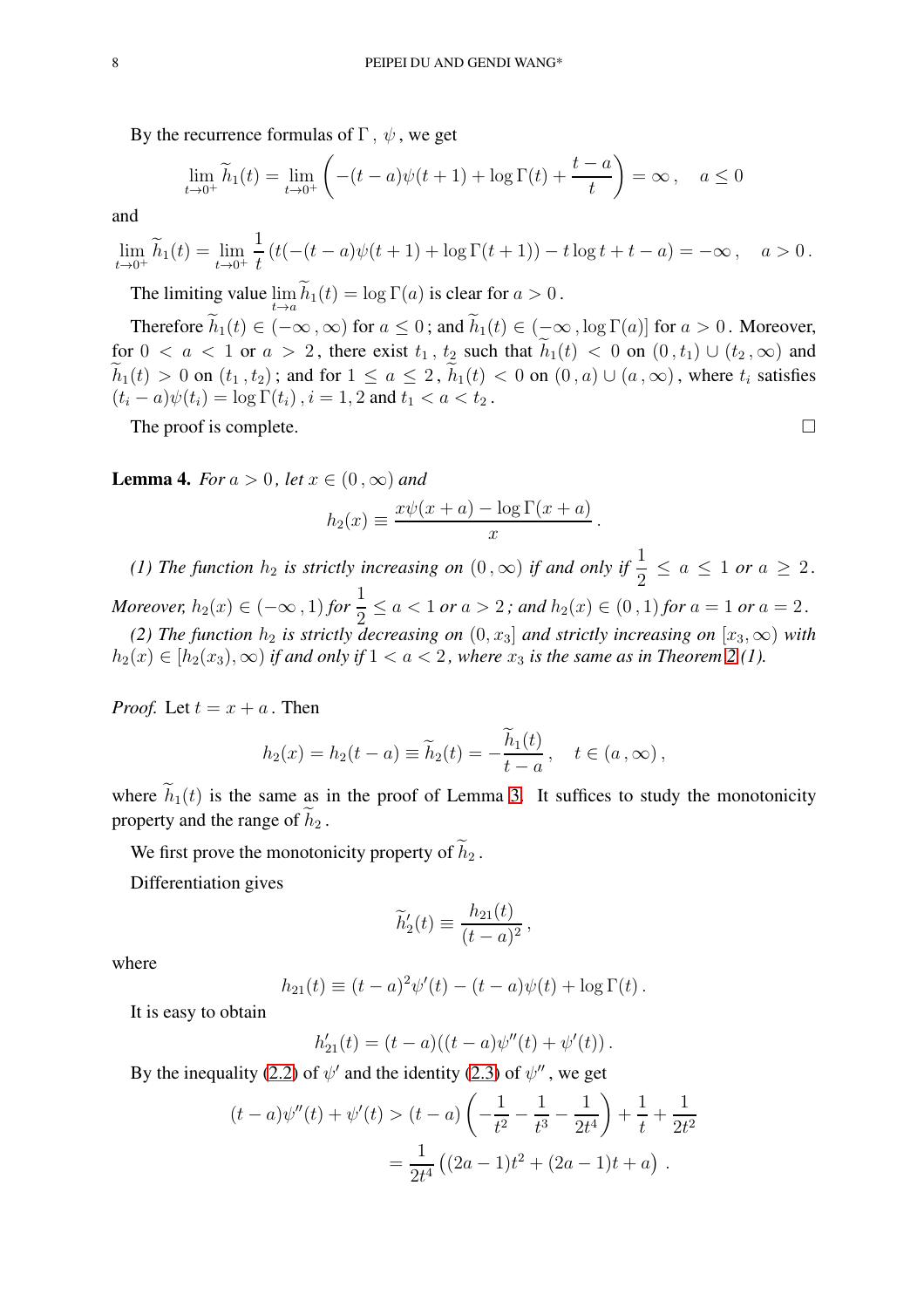By the recurrence formulas of $\Gamma$ , $\psi$ , we get

$$\lim_{t\to 0^+}\widetilde{h}_1(t)=\lim_{t\to 0^+}\left(-(t-a)\psi(t+1)+\log\Gamma(t)+\frac{t-a}{t}\right)=\infty\,,\quad a\le 0$$

and

$$\lim_{t\to 0^+}\widetilde{h}_1(t)=\lim_{t\to 0^+}\frac{1}{t}\left(t(-(t-a)\psi(t+1)+\log\Gamma(t+1))-t\log t+t-a\right)=-\infty\,,\quad a>0\,.$$

The limiting value $\lim\limits_{t\to a}\widetilde{h}_1(t)=\log\Gamma(a)$ is clear for $a>0$ .

Therefore $\widetilde{h}_1(t)\in(-\infty\,,\infty)$ for $a\le 0$ ; and $\widetilde{h}_1(t)\in(-\infty\,,\log\Gamma(a)]$ for $a>0$ . Moreover, for $0<a<1$ or $a>2$ , there exist $t_1$ , $t_2$ such that $\widetilde{h}_1(t)<0$ on $(0\,,t_1)\cup(t_2\,,\infty)$ and $\widetilde{h}_1(t)>0$ on $(t_1\,,t_2)$ ; and for $1\le a\le 2$ , $\widetilde{h}_1(t)<0$ on $(0\,,a)\cup(a\,,\infty)$ , where $t_i$ satisfies $(t_i-a)\psi(t_i)=\log\Gamma(t_i)$ , $i=1,2$ and $t_1<a<t_2$ .

The proof is complete. □

**Lemma 4.** *For $a>0$ , let $x\in(0\,,\infty)$ and*

$$h_2(x)\equiv\frac{x\psi(x+a)-\log\Gamma(x+a)}{x}\,.$$

*(1) The function $h_2$ is strictly increasing on $(0\,,\infty)$ if and only if $\frac{1}{2}\le a\le 1$ or $a\ge 2$ . Moreover, $h_2(x)\in(-\infty\,,1)$ for $\frac{1}{2}\le a<1$ or $a>2$ ; and $h_2(x)\in(0\,,1)$ for $a=1$ or $a=2$ .*

*(2) The function $h_2$ is strictly decreasing on $(0,x_3]$ and strictly increasing on $[x_3,\infty)$ with $h_2(x)\in[h_2(x_3),\infty)$ if and only if $1<a<2$ , where $x_3$ is the same as in Theorem 2 (1).*

*Proof.* Let $t=x+a$ . Then

$$h_2(x)=h_2(t-a)\equiv\widetilde{h}_2(t)=-\frac{\widetilde{h}_1(t)}{t-a}\,,\quad t\in(a\,,\infty)\,,$$

where $\widetilde{h}_1(t)$ is the same as in the proof of Lemma 3. It suffices to study the monotonicity property and the range of $\widetilde{h}_2$ .

We first prove the monotonicity property of $\widetilde{h}_2$ .

Differentiation gives

$$\widetilde{h}_2'(t)\equiv\frac{h_{21}(t)}{(t-a)^2}\,,$$

where

$$h_{21}(t)\equiv(t-a)^2\psi'(t)-(t-a)\psi(t)+\log\Gamma(t)\,.$$

It is easy to obtain

$$h_{21}'(t)=(t-a)((t-a)\psi''(t)+\psi'(t))\,.$$

By the inequality (2.2) of $\psi'$ and the identity (2.3) of $\psi''$ , we get

$$\begin{aligned}(t-a)\psi''(t)+\psi'(t)&>(t-a)\left(-\frac{1}{t^2}-\frac{1}{t^3}-\frac{1}{2t^4}\right)+\frac{1}{t}+\frac{1}{2t^2}\\&=\frac{1}{2t^4}\left((2a-1)t^2+(2a-1)t+a\right)\,.\end{aligned}$$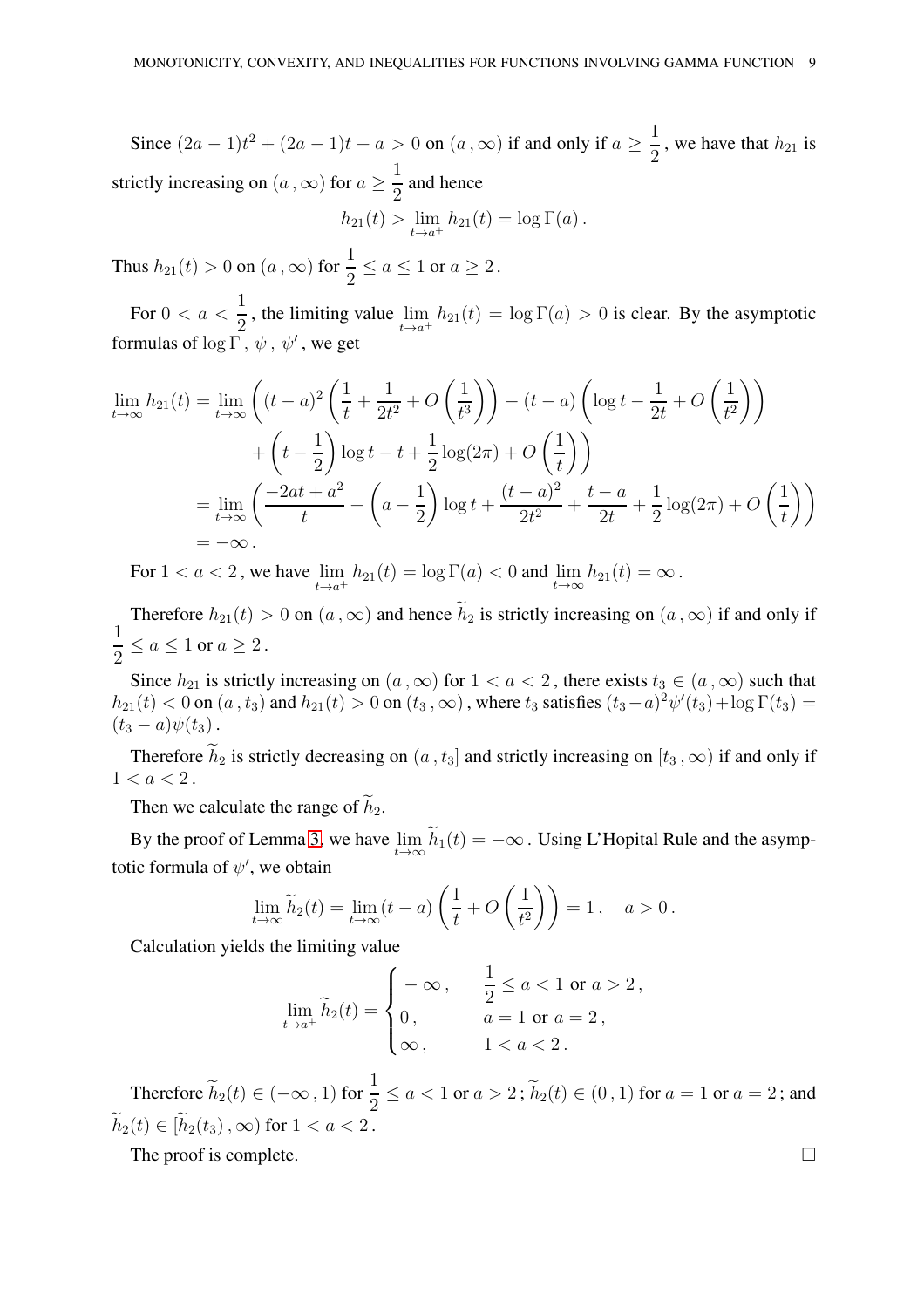Since $(2a-1)t^2+(2a-1)t+a>0$ on $(a\,,\infty)$ if and only if $a\geq\dfrac{1}{2}$, we have that $h_{21}$ is strictly increasing on $(a\,,\infty)$ for $a\geq\dfrac{1}{2}$ and hence

$$h_{21}(t)>\lim_{t\to a^+}h_{21}(t)=\log\Gamma(a)\,.$$

Thus $h_{21}(t)>0$ on $(a\,,\infty)$ for $\dfrac{1}{2}\leq a\leq 1$ or $a\geq 2$.

For $0<a<\dfrac{1}{2}$, the limiting value $\lim\limits_{t\to a^+}h_{21}(t)=\log\Gamma(a)>0$ is clear. By the asymptotic formulas of $\log\Gamma\,,\ \psi\,,\ \psi'$, we get

$$\begin{aligned}
\lim_{t\to\infty}h_{21}(t) &= \lim_{t\to\infty}\left((t-a)^2\left(\frac{1}{t}+\frac{1}{2t^2}+O\left(\frac{1}{t^3}\right)\right)-(t-a)\left(\log t-\frac{1}{2t}+O\left(\frac{1}{t^2}\right)\right)\right.\\
&\qquad\left.+\left(t-\frac{1}{2}\right)\log t-t+\frac{1}{2}\log(2\pi)+O\left(\frac{1}{t}\right)\right)\\
&= \lim_{t\to\infty}\left(\frac{-2at+a^2}{t}+\left(a-\frac{1}{2}\right)\log t+\frac{(t-a)^2}{2t^2}+\frac{t-a}{2t}+\frac{1}{2}\log(2\pi)+O\left(\frac{1}{t}\right)\right)\\
&= -\infty\,.
\end{aligned}$$

For $1<a<2$, we have $\lim\limits_{t\to a^+}h_{21}(t)=\log\Gamma(a)<0$ and $\lim\limits_{t\to\infty}h_{21}(t)=\infty$.

Therefore $h_{21}(t)>0$ on $(a\,,\infty)$ and hence $\widetilde{h}_2$ is strictly increasing on $(a\,,\infty)$ if and only if $\dfrac{1}{2}\leq a\leq 1$ or $a\geq 2$.

Since $h_{21}$ is strictly increasing on $(a\,,\infty)$ for $1<a<2$, there exists $t_3\in(a\,,\infty)$ such that $h_{21}(t)<0$ on $(a\,,t_3)$ and $h_{21}(t)>0$ on $(t_3\,,\infty)$, where $t_3$ satisfies $(t_3-a)^2\psi'(t_3)+\log\Gamma(t_3)=(t_3-a)\psi(t_3)$.

Therefore $\widetilde{h}_2$ is strictly decreasing on $(a\,,t_3]$ and strictly increasing on $[t_3\,,\infty)$ if and only if $1<a<2$.

Then we calculate the range of $\widetilde{h}_2$.

By the proof of Lemma 3, we have $\lim\limits_{t\to\infty}\widetilde{h}_1(t)=-\infty$. Using L'Hopital Rule and the asymptotic formula of $\psi'$, we obtain

$$\lim_{t\to\infty}\widetilde{h}_2(t)=\lim_{t\to\infty}(t-a)\left(\frac{1}{t}+O\left(\frac{1}{t^2}\right)\right)=1\,,\quad a>0\,.$$

Calculation yields the limiting value

$$\lim_{t\to a^+}\widetilde{h}_2(t)=\begin{cases}-\infty\,, & \dfrac{1}{2}\leq a<1 \text{ or } a>2\,,\\ 0\,, & a=1 \text{ or } a=2\,,\\ \infty\,, & 1<a<2\,.\end{cases}$$

Therefore $\widetilde{h}_2(t)\in(-\infty\,,1)$ for $\dfrac{1}{2}\leq a<1$ or $a>2$; $\widetilde{h}_2(t)\in(0\,,1)$ for $a=1$ or $a=2$; and $\widetilde{h}_2(t)\in[\widetilde{h}_2(t_3)\,,\infty)$ for $1<a<2$.

The proof is complete. $\square$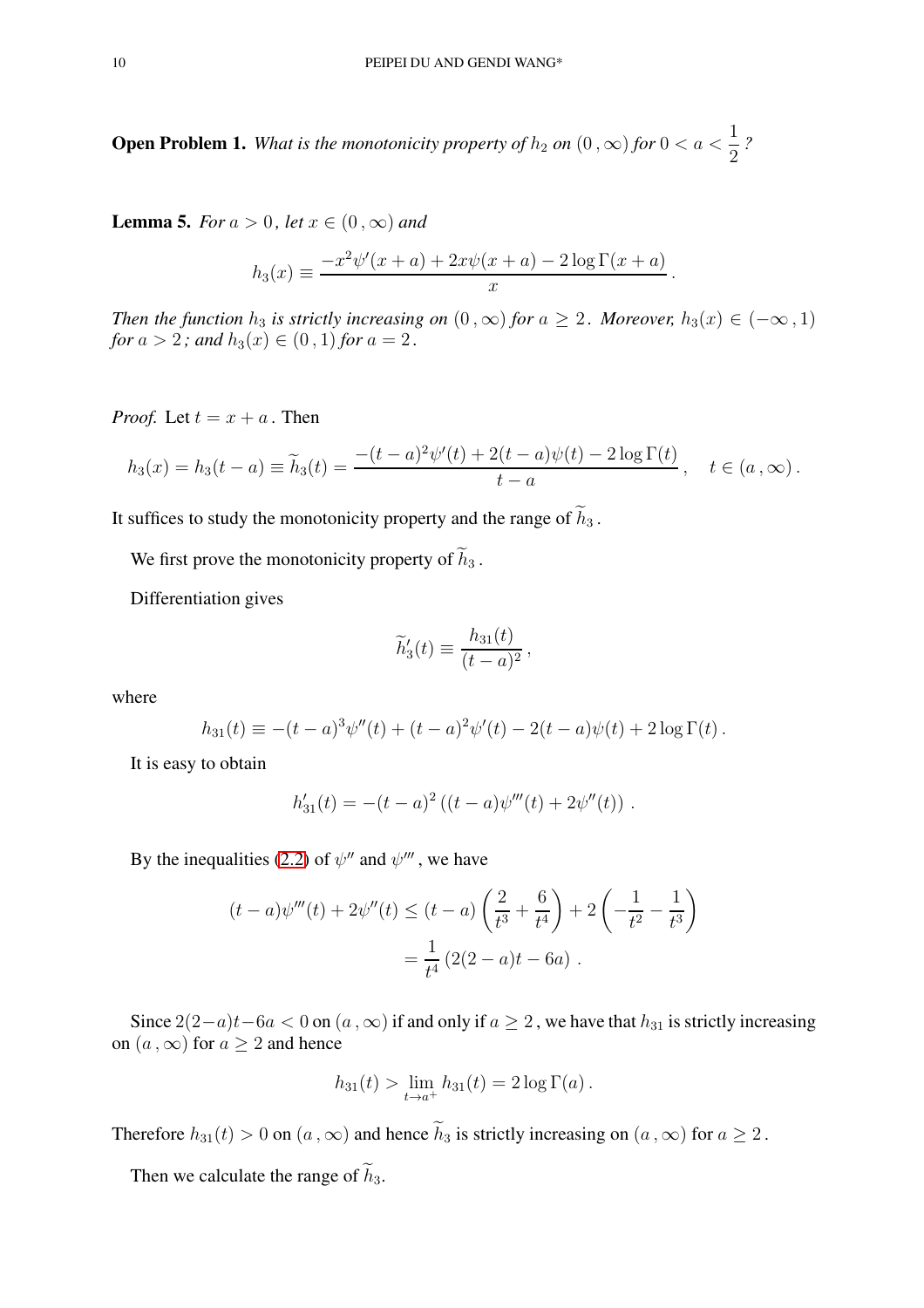**Open Problem 1.** *What is the monotonicity property of $h_2$ on $(0\,,\infty)$ for $0 < a < \dfrac{1}{2}$ ?*

**Lemma 5.** *For $a > 0$, let $x \in (0\,,\infty)$ and*

$$h_3(x) \equiv \frac{-x^2\psi'(x+a) + 2x\psi(x+a) - 2\log\Gamma(x+a)}{x}\,.$$

*Then the function $h_3$ is strictly increasing on $(0\,,\infty)$ for $a \geq 2$. Moreover, $h_3(x) \in (-\infty\,,1)$ for $a > 2$; and $h_3(x) \in (0\,,1)$ for $a = 2$.*

*Proof.* Let $t = x + a$. Then

$$h_3(x) = h_3(t-a) \equiv \widetilde{h}_3(t) = \frac{-(t-a)^2\psi'(t) + 2(t-a)\psi(t) - 2\log\Gamma(t)}{t-a}\,, \quad t \in (a\,,\infty)\,.$$

It suffices to study the monotonicity property and the range of $\widetilde{h}_3$.

We first prove the monotonicity property of $\widetilde{h}_3$.

Differentiation gives

$$\widetilde{h}_3'(t) \equiv \frac{h_{31}(t)}{(t-a)^2}\,,$$

where

$$h_{31}(t) \equiv -(t-a)^3\psi''(t) + (t-a)^2\psi'(t) - 2(t-a)\psi(t) + 2\log\Gamma(t)\,.$$

It is easy to obtain

$$h_{31}'(t) = -(t-a)^2\left((t-a)\psi'''(t) + 2\psi''(t)\right)\,.$$

By the inequalities (2.2) of $\psi''$ and $\psi'''$, we have

$$\begin{aligned}
(t-a)\psi'''(t) + 2\psi''(t) &\leq (t-a)\left(\frac{2}{t^3} + \frac{6}{t^4}\right) + 2\left(-\frac{1}{t^2} - \frac{1}{t^3}\right) \\
&= \frac{1}{t^4}\left(2(2-a)t - 6a\right)\,.
\end{aligned}$$

Since $2(2-a)t - 6a < 0$ on $(a\,,\infty)$ if and only if $a \geq 2$, we have that $h_{31}$ is strictly increasing on $(a\,,\infty)$ for $a \geq 2$ and hence

$$h_{31}(t) > \lim_{t\to a^+} h_{31}(t) = 2\log\Gamma(a)\,.$$

Therefore $h_{31}(t) > 0$ on $(a\,,\infty)$ and hence $\widetilde{h}_3$ is strictly increasing on $(a\,,\infty)$ for $a \geq 2$.

Then we calculate the range of $\widetilde{h}_3$.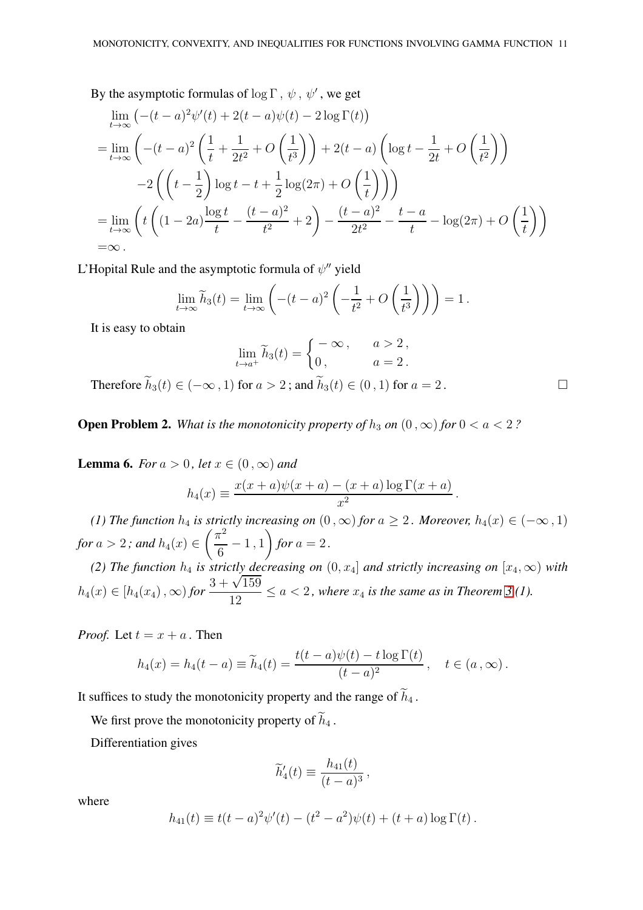By the asymptotic formulas of $\log\Gamma$ , $\psi$ , $\psi'$ , we get

$$
\begin{aligned}
&\lim_{t\to\infty}\left(-(t-a)^2\psi'(t)+2(t-a)\psi(t)-2\log\Gamma(t)\right)\\
=&\lim_{t\to\infty}\Bigg(-(t-a)^2\left(\frac{1}{t}+\frac{1}{2t^2}+O\left(\frac{1}{t^3}\right)\right)+2(t-a)\left(\log t-\frac{1}{2t}+O\left(\frac{1}{t^2}\right)\right)\\
&-2\left(\left(t-\frac{1}{2}\right)\log t-t+\frac{1}{2}\log(2\pi)+O\left(\frac{1}{t}\right)\right)\Bigg)\\
=&\lim_{t\to\infty}\left(t\left((1-2a)\frac{\log t}{t}-\frac{(t-a)^2}{t^2}+2\right)-\frac{(t-a)^2}{2t^2}-\frac{t-a}{t}-\log(2\pi)+O\left(\frac{1}{t}\right)\right)\\
=&\infty\,.
\end{aligned}
$$

L'Hopital Rule and the asymptotic formula of $\psi''$ yield

$$
\lim_{t\to\infty}\widetilde{h}_3(t)=\lim_{t\to\infty}\left(-(t-a)^2\left(-\frac{1}{t^2}+O\left(\frac{1}{t^3}\right)\right)\right)=1\,.
$$

It is easy to obtain

$$
\lim_{t\to a^+}\widetilde{h}_3(t)=\begin{cases}-\infty\,, & a>2\,,\\ 0\,, & a=2\,.\end{cases}
$$

Therefore $\widetilde{h}_3(t)\in(-\infty\,,1)$ for $a>2$ ; and $\widetilde{h}_3(t)\in(0\,,1)$ for $a=2$ . $\square$

**Open Problem 2.** *What is the monotonicity property of $h_3$ on $(0\,,\infty)$ for $0<a<2$ ?*

**Lemma 6.** *For $a>0$ , let $x\in(0\,,\infty)$ and*

$$
h_4(x)\equiv\frac{x(x+a)\psi(x+a)-(x+a)\log\Gamma(x+a)}{x^2}\,.
$$

*(1) The function $h_4$ is strictly increasing on $(0\,,\infty)$ for $a\geq 2$ . Moreover, $h_4(x)\in(-\infty\,,1)$ for $a>2$ ; and $h_4(x)\in\left(\frac{\pi^2}{6}-1\,,1\right)$ for $a=2$ .*

*(2) The function $h_4$ is strictly decreasing on $(0,x_4]$ and strictly increasing on $[x_4,\infty)$ with $h_4(x)\in[h_4(x_4)\,,\infty)$ for $\frac{3+\sqrt{159}}{12}\leq a<2$ , where $x_4$ is the same as in Theorem 3 (1).*

*Proof.* Let $t=x+a$ . Then

$$
h_4(x)=h_4(t-a)\equiv\widetilde{h}_4(t)=\frac{t(t-a)\psi(t)-t\log\Gamma(t)}{(t-a)^2}\,,\quad t\in(a\,,\infty)\,.
$$

It suffices to study the monotonicity property and the range of $\widetilde{h}_4$ .

We first prove the monotonicity property of $\widetilde{h}_4$ .

Differentiation gives

$$
\widetilde{h}_4'(t)\equiv\frac{h_{41}(t)}{(t-a)^3}\,,
$$

where

$$
h_{41}(t)\equiv t(t-a)^2\psi'(t)-(t^2-a^2)\psi(t)+(t+a)\log\Gamma(t)\,.
$$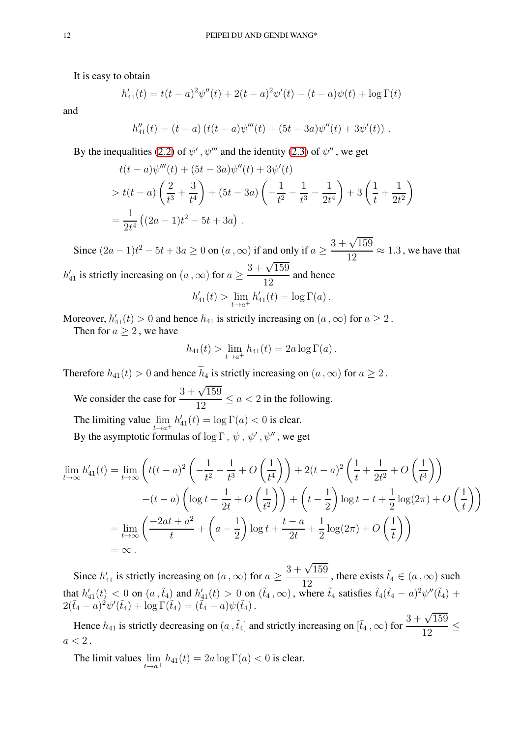It is easy to obtain

$$h_{41}'(t) = t(t-a)^2\psi''(t) + 2(t-a)^2\psi'(t) - (t-a)\psi(t) + \log\Gamma(t)$$

and

$$h_{41}''(t) = (t-a)\left(t(t-a)\psi'''(t) + (5t-3a)\psi''(t) + 3\psi'(t)\right).$$

By the inequalities (2.2) of $\psi'$, $\psi'''$ and the identity (2.3) of $\psi''$, we get

$$\begin{aligned}
&t(t-a)\psi'''(t) + (5t-3a)\psi''(t) + 3\psi'(t) \\
&> t(t-a)\left(\frac{2}{t^3} + \frac{3}{t^4}\right) + (5t-3a)\left(-\frac{1}{t^2} - \frac{1}{t^3} - \frac{1}{2t^4}\right) + 3\left(\frac{1}{t} + \frac{1}{2t^2}\right) \\
&= \frac{1}{2t^4}\left((2a-1)t^2 - 5t + 3a\right).
\end{aligned}$$

Since $(2a-1)t^2 - 5t + 3a \geq 0$ on $(a, \infty)$ if and only if $a \geq \dfrac{3+\sqrt{159}}{12} \approx 1.3$, we have that $h_{41}'$ is strictly increasing on $(a, \infty)$ for $a \geq \dfrac{3+\sqrt{159}}{12}$ and hence

$$h_{41}'(t) > \lim_{t\to a^+} h_{41}'(t) = \log\Gamma(a).$$

Moreover, $h_{41}'(t) > 0$ and hence $h_{41}$ is strictly increasing on $(a, \infty)$ for $a \geq 2$.

Then for $a \geq 2$, we have

$$h_{41}(t) > \lim_{t\to a^+} h_{41}(t) = 2a\log\Gamma(a).$$

Therefore $h_{41}(t) > 0$ and hence $\widetilde{h}_4$ is strictly increasing on $(a, \infty)$ for $a \geq 2$.

We consider the case for $\dfrac{3+\sqrt{159}}{12} \leq a < 2$ in the following.

The limiting value $\lim\limits_{t\to a^+} h_{41}'(t) = \log\Gamma(a) < 0$ is clear.

By the asymptotic formulas of $\log\Gamma$, $\psi$, $\psi'$, $\psi''$, we get

$$\begin{aligned}
\lim_{t\to\infty} h_{41}'(t) &= \lim_{t\to\infty}\Bigg(t(t-a)^2\left(-\frac{1}{t^2} - \frac{1}{t^3} + O\left(\frac{1}{t^4}\right)\right) + 2(t-a)^2\left(\frac{1}{t} + \frac{1}{2t^2} + O\left(\frac{1}{t^3}\right)\right) \\
&\qquad -(t-a)\left(\log t - \frac{1}{2t} + O\left(\frac{1}{t^2}\right)\right) + \left(t - \frac{1}{2}\right)\log t - t + \frac{1}{2}\log(2\pi) + O\left(\frac{1}{t}\right)\Bigg) \\
&= \lim_{t\to\infty}\left(\frac{-2at + a^2}{t} + \left(a - \frac{1}{2}\right)\log t + \frac{t-a}{2t} + \frac{1}{2}\log(2\pi) + O\left(\frac{1}{t}\right)\right) \\
&= \infty.
\end{aligned}$$

Since $h_{41}'$ is strictly increasing on $(a, \infty)$ for $a \geq \dfrac{3+\sqrt{159}}{12}$, there exists $\tilde{t}_4 \in (a, \infty)$ such that $h_{41}'(t) < 0$ on $(a, \tilde{t}_4)$ and $h_{41}'(t) > 0$ on $(\tilde{t}_4, \infty)$, where $\tilde{t}_4$ satisfies $\tilde{t}_4(\tilde{t}_4 - a)^2\psi''(\tilde{t}_4) + 2(\tilde{t}_4 - a)^2\psi'(\tilde{t}_4) + \log\Gamma(\tilde{t}_4) = (\tilde{t}_4 - a)\psi(\tilde{t}_4)$.

Hence $h_{41}$ is strictly decreasing on $(a, \tilde{t}_4]$ and strictly increasing on $[\tilde{t}_4, \infty)$ for $\dfrac{3+\sqrt{159}}{12} \leq a < 2$.

The limit values $\lim\limits_{t\to a^+} h_{41}(t) = 2a\log\Gamma(a) < 0$ is clear.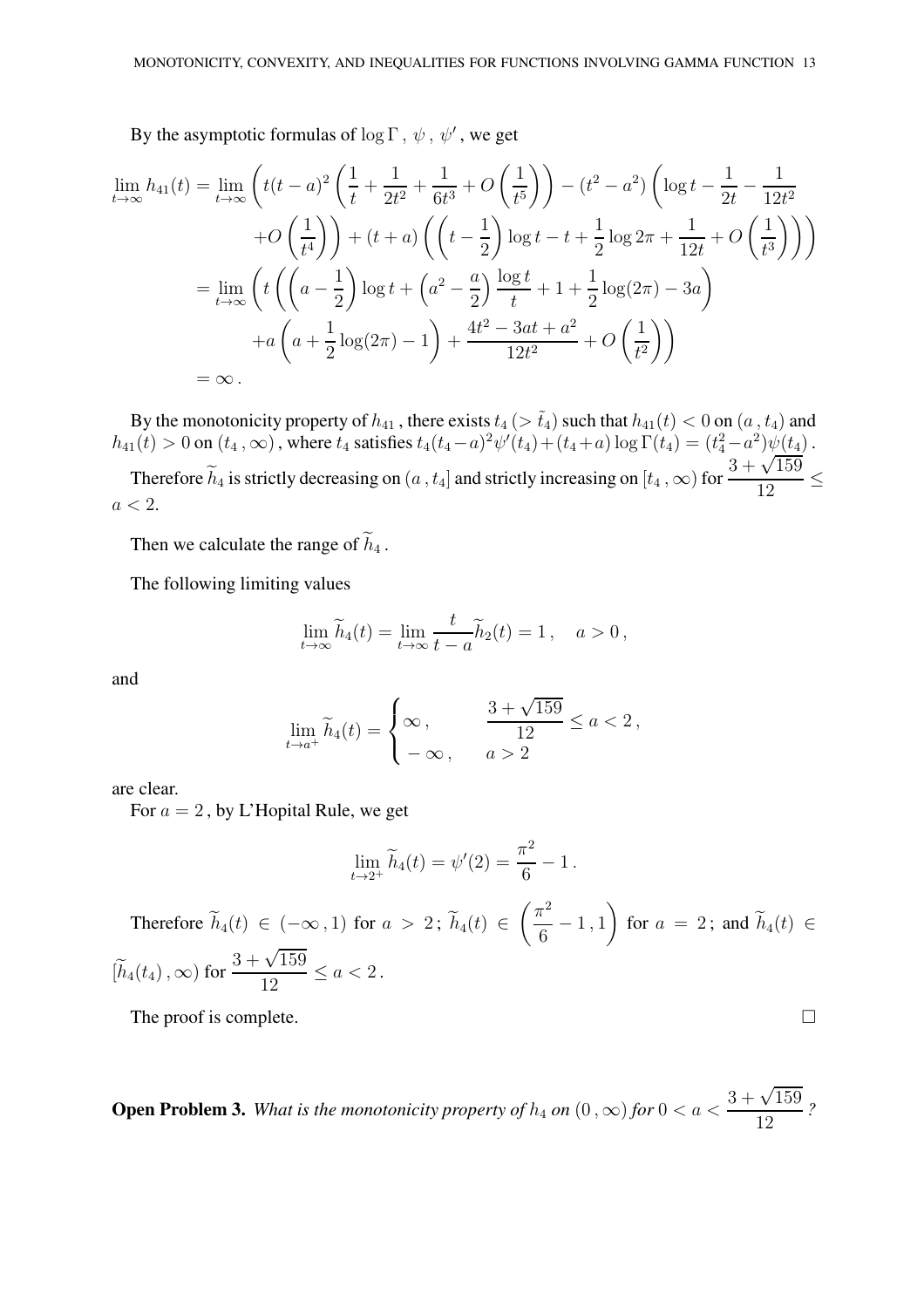By the asymptotic formulas of $\log\Gamma$ , $\psi$ , $\psi'$ , we get

$$
\begin{aligned}
\lim_{t\to\infty} h_{41}(t) &= \lim_{t\to\infty}\Bigg( t(t-a)^2\left(\frac{1}{t}+\frac{1}{2t^2}+\frac{1}{6t^3}+O\left(\frac{1}{t^5}\right)\right) - (t^2-a^2)\left(\log t - \frac{1}{2t} - \frac{1}{12t^2}\right. \\
&\qquad \left. + O\left(\frac{1}{t^4}\right)\right) + (t+a)\left(\left(t-\frac{1}{2}\right)\log t - t + \frac{1}{2}\log 2\pi + \frac{1}{12t} + O\left(\frac{1}{t^3}\right)\right)\Bigg) \\
&= \lim_{t\to\infty}\Bigg( t\left(\left(a-\frac{1}{2}\right)\log t + \left(a^2-\frac{a}{2}\right)\frac{\log t}{t} + 1 + \frac{1}{2}\log(2\pi) - 3a\right) \\
&\qquad + a\left(a+\frac{1}{2}\log(2\pi)-1\right) + \frac{4t^2-3at+a^2}{12t^2} + O\left(\frac{1}{t^2}\right)\Bigg) \\
&= \infty\,.
\end{aligned}
$$

By the monotonicity property of $h_{41}$ , there exists $t_4\ (>\tilde{t}_4)$ such that $h_{41}(t)<0$ on $(a\,,t_4)$ and $h_{41}(t)>0$ on $(t_4\,,\infty)$ , where $t_4$ satisfies $t_4(t_4-a)^2\psi'(t_4)+(t_4+a)\log\Gamma(t_4) = (t_4^2-a^2)\psi(t_4)$ .

Therefore $\widetilde{h}_4$ is strictly decreasing on $(a\,,t_4]$ and strictly increasing on $[t_4\,,\infty)$ for $\dfrac{3+\sqrt{159}}{12}\le a<2$.

Then we calculate the range of $\widetilde{h}_4$ .

The following limiting values

$$
\lim_{t\to\infty}\widetilde{h}_4(t) = \lim_{t\to\infty}\frac{t}{t-a}\widetilde{h}_2(t) = 1\,,\quad a>0\,,
$$

and

$$
\lim_{t\to a^+}\widetilde{h}_4(t) = \begin{cases} \infty\,, & \dfrac{3+\sqrt{159}}{12}\le a<2\,, \\ -\infty\,, & a>2 \end{cases}
$$

are clear.

For $a=2$ , by L'Hopital Rule, we get

$$
\lim_{t\to 2^+}\widetilde{h}_4(t) = \psi'(2) = \frac{\pi^2}{6}-1\,.
$$

Therefore $\widetilde{h}_4(t)\in(-\infty\,,1)$ for $a>2$ ; $\widetilde{h}_4(t)\in\left(\dfrac{\pi^2}{6}-1\,,1\right)$ for $a=2$ ; and $\widetilde{h}_4(t)\in[\widetilde{h}_4(t_4)\,,\infty)$ for $\dfrac{3+\sqrt{159}}{12}\le a<2$ .

The proof is complete. □

**Open Problem 3.** *What is the monotonicity property of $h_4$ on $(0\,,\infty)$ for $0<a<\dfrac{3+\sqrt{159}}{12}$ ?*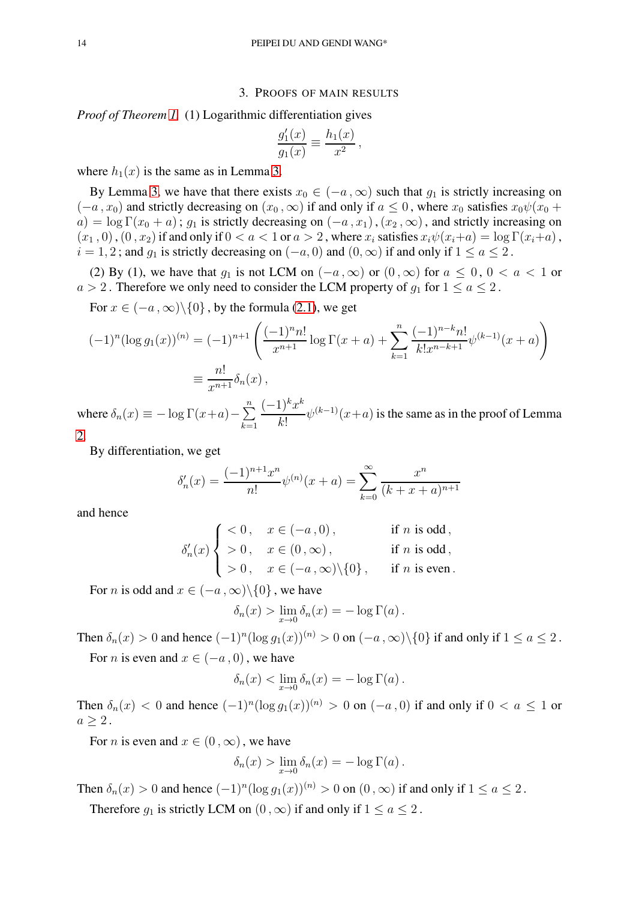## 3. Proofs of main results

*Proof of Theorem 1.* (1) Logarithmic differentiation gives

$$\frac{g_1'(x)}{g_1(x)} \equiv \frac{h_1(x)}{x^2},$$

where $h_1(x)$ is the same as in Lemma 3.

By Lemma 3, we have that there exists $x_0 \in (-a\,,\infty)$ such that $g_1$ is strictly increasing on $(-a\,,x_0)$ and strictly decreasing on $(x_0\,,\infty)$ if and only if $a \le 0$, where $x_0$ satisfies $x_0\psi(x_0+a) = \log\Gamma(x_0+a)$; $g_1$ is strictly decreasing on $(-a\,,x_1)\,,(x_2\,,\infty)$, and strictly increasing on $(x_1\,,0)\,,(0\,,x_2)$ if and only if $0<a<1$ or $a>2$, where $x_i$ satisfies $x_i\psi(x_i+a) = \log\Gamma(x_i+a)$, $i=1,2$; and $g_1$ is strictly decreasing on $(-a,0)$ and $(0,\infty)$ if and only if $1 \le a \le 2$.

(2) By (1), we have that $g_1$ is not LCM on $(-a\,,\infty)$ or $(0\,,\infty)$ for $a \le 0$, $0<a<1$ or $a>2$. Therefore we only need to consider the LCM property of $g_1$ for $1 \le a \le 2$.

For $x \in (-a\,,\infty)\backslash\{0\}$, by the formula (2.1), we get

$$\begin{aligned}
(-1)^n(\log g_1(x))^{(n)} &= (-1)^{n+1}\left(\frac{(-1)^n n!}{x^{n+1}}\log\Gamma(x+a) + \sum_{k=1}^{n}\frac{(-1)^{n-k}n!}{k!x^{n-k+1}}\psi^{(k-1)}(x+a)\right)\\
&\equiv \frac{n!}{x^{n+1}}\delta_n(x)\,,
\end{aligned}$$

where $\delta_n(x) \equiv -\log\Gamma(x+a) - \sum\limits_{k=1}^{n}\dfrac{(-1)^k x^k}{k!}\psi^{(k-1)}(x+a)$ is the same as in the proof of Lemma 2.

By differentiation, we get

$$\delta_n'(x) = \frac{(-1)^{n+1}x^n}{n!}\psi^{(n)}(x+a) = \sum_{k=0}^{\infty}\frac{x^n}{(k+x+a)^{n+1}}$$

and hence

$$\delta_n'(x)\begin{cases} <0\,, & x\in(-a\,,0)\,, & \text{if } n \text{ is odd}\,,\\ >0\,, & x\in(0\,,\infty)\,, & \text{if } n \text{ is odd}\,,\\ >0\,, & x\in(-a\,,\infty)\backslash\{0\}\,, & \text{if } n \text{ is even}\,. \end{cases}$$

For $n$ is odd and $x \in (-a\,,\infty)\backslash\{0\}$, we have

$$\delta_n(x) > \lim_{x\to 0}\delta_n(x) = -\log\Gamma(a)\,.$$

Then $\delta_n(x) > 0$ and hence $(-1)^n(\log g_1(x))^{(n)} > 0$ on $(-a\,,\infty)\backslash\{0\}$ if and only if $1 \le a \le 2$.

For $n$ is even and $x \in (-a\,,0)$, we have

$$\delta_n(x) < \lim_{x\to 0}\delta_n(x) = -\log\Gamma(a)\,.$$

Then $\delta_n(x) < 0$ and hence $(-1)^n(\log g_1(x))^{(n)} > 0$ on $(-a\,,0)$ if and only if $0<a\le 1$ or $a \ge 2$.

For $n$ is even and $x \in (0\,,\infty)$, we have

$$\delta_n(x) > \lim_{x\to 0}\delta_n(x) = -\log\Gamma(a)\,.$$

Then $\delta_n(x) > 0$ and hence $(-1)^n(\log g_1(x))^{(n)} > 0$ on $(0\,,\infty)$ if and only if $1 \le a \le 2$.

Therefore $g_1$ is strictly LCM on $(0\,,\infty)$ if and only if $1 \le a \le 2$.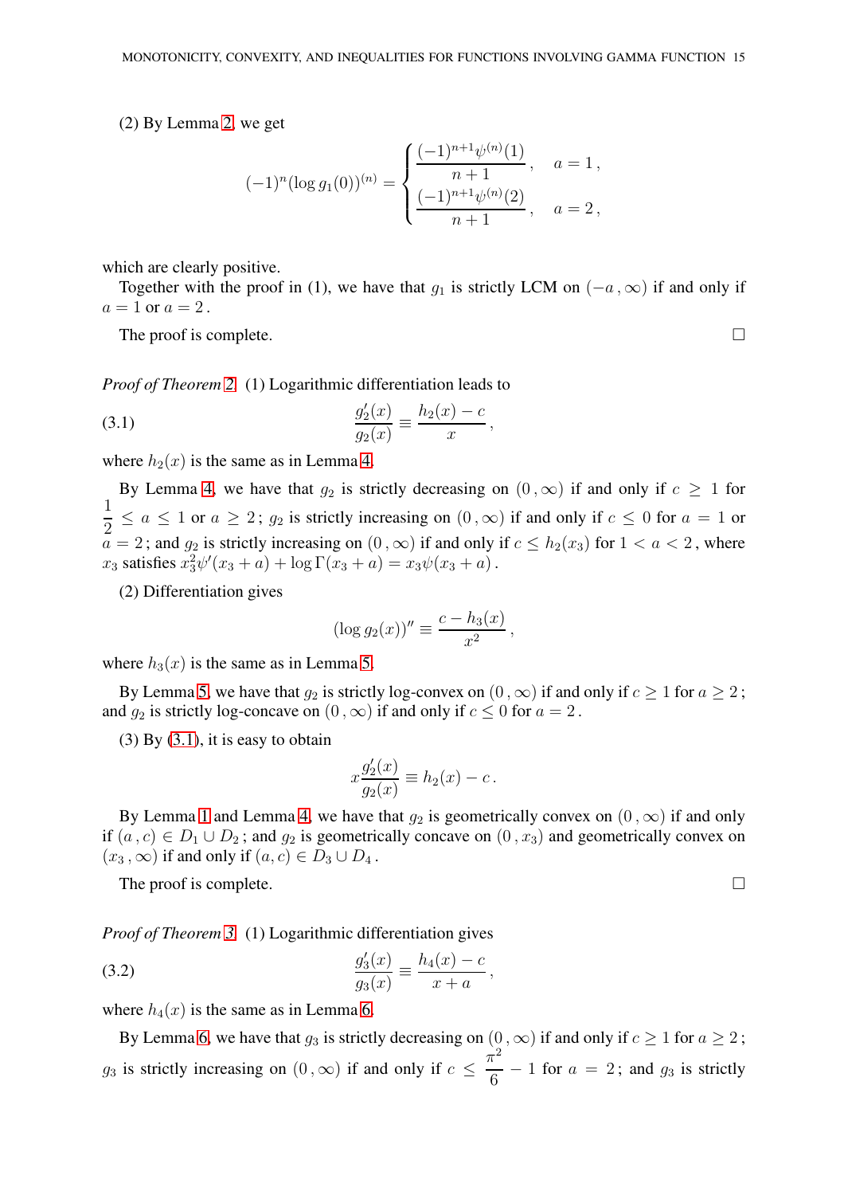(2) By Lemma 2, we get

$$(-1)^n(\log g_1(0))^{(n)} = \begin{cases} \dfrac{(-1)^{n+1}\psi^{(n)}(1)}{n+1}\,, & a = 1\,, \\ \dfrac{(-1)^{n+1}\psi^{(n)}(2)}{n+1}\,, & a = 2\,, \end{cases}$$

which are clearly positive.

Together with the proof in (1), we have that $g_1$ is strictly LCM on $(-a\,,\infty)$ if and only if $a = 1$ or $a = 2$.

The proof is complete. □

*Proof of Theorem 2.* (1) Logarithmic differentiation leads to

$$\frac{g_2'(x)}{g_2(x)} \equiv \frac{h_2(x) - c}{x}\,, \tag{3.1}$$

where $h_2(x)$ is the same as in Lemma 4.

By Lemma 4, we have that $g_2$ is strictly decreasing on $(0\,,\infty)$ if and only if $c \geq 1$ for $\dfrac{1}{2} \leq a \leq 1$ or $a \geq 2$; $g_2$ is strictly increasing on $(0\,,\infty)$ if and only if $c \leq 0$ for $a = 1$ or $a = 2$; and $g_2$ is strictly increasing on $(0\,,\infty)$ if and only if $c \leq h_2(x_3)$ for $1 < a < 2$, where $x_3$ satisfies $x_3^2\psi'(x_3 + a) + \log\Gamma(x_3 + a) = x_3\psi(x_3 + a)$.

(2) Differentiation gives

$$(\log g_2(x))'' \equiv \frac{c - h_3(x)}{x^2}\,,$$

where $h_3(x)$ is the same as in Lemma 5.

By Lemma 5, we have that $g_2$ is strictly log-convex on $(0\,,\infty)$ if and only if $c \geq 1$ for $a \geq 2$; and $g_2$ is strictly log-concave on $(0\,,\infty)$ if and only if $c \leq 0$ for $a = 2$.

(3) By (3.1), it is easy to obtain

$$x\frac{g_2'(x)}{g_2(x)} \equiv h_2(x) - c\,.$$

By Lemma 1 and Lemma 4, we have that $g_2$ is geometrically convex on $(0\,,\infty)$ if and only if $(a\,,c) \in D_1 \cup D_2$; and $g_2$ is geometrically concave on $(0\,,x_3)$ and geometrically convex on $(x_3\,,\infty)$ if and only if $(a, c) \in D_3 \cup D_4$.

The proof is complete. □

*Proof of Theorem 3.* (1) Logarithmic differentiation gives

$$\frac{g_3'(x)}{g_3(x)} \equiv \frac{h_4(x) - c}{x + a}\,, \tag{3.2}$$

where $h_4(x)$ is the same as in Lemma 6.

By Lemma 6, we have that $g_3$ is strictly decreasing on $(0\,,\infty)$ if and only if $c \geq 1$ for $a \geq 2$; $g_3$ is strictly increasing on $(0\,,\infty)$ if and only if $c \leq \dfrac{\pi^2}{6} - 1$ for $a = 2$; and $g_3$ is strictly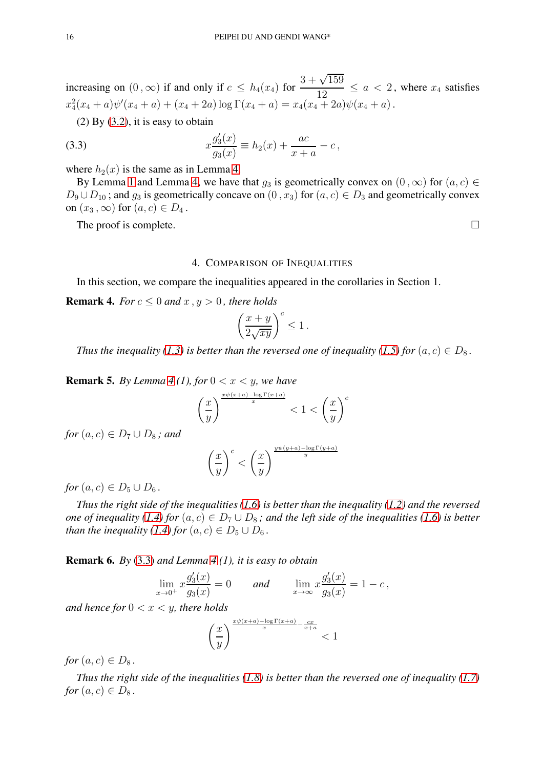increasing on $(0\,,\infty)$ if and only if $c \le h_4(x_4)$ for $\dfrac{3+\sqrt{159}}{12} \le a < 2$, where $x_4$ satisfies $x_4^2(x_4+a)\psi'(x_4+a) + (x_4+2a)\log\Gamma(x_4+a) = x_4(x_4+2a)\psi(x_4+a)$.

(2) By (3.2), it is easy to obtain

$$x\frac{g_3'(x)}{g_3(x)} \equiv h_2(x) + \frac{ac}{x+a} - c\,, \tag{3.3}$$

where $h_2(x)$ is the same as in Lemma 4.

By Lemma 1 and Lemma 4, we have that $g_3$ is geometrically convex on $(0\,,\infty)$ for $(a,c) \in D_9 \cup D_{10}$; and $g_3$ is geometrically concave on $(0\,,x_3)$ for $(a,c) \in D_3$ and geometrically convex on $(x_3\,,\infty)$ for $(a,c) \in D_4$.

The proof is complete. □

## 4. Comparison of Inequalities

In this section, we compare the inequalities appeared in the corollaries in Section 1.

**Remark 4.** *For $c \le 0$ and $x\,,y > 0$, there holds*

$$\left(\frac{x+y}{2\sqrt{xy}}\right)^c \le 1\,.$$

*Thus the inequality (1.3) is better than the reversed one of inequality (1.5) for $(a,c) \in D_8$.*

**Remark 5.** *By Lemma 4 (1), for $0 < x < y$, we have*

$$\left(\frac{x}{y}\right)^{\frac{x\psi(x+a)-\log\Gamma(x+a)}{x}} < 1 < \left(\frac{x}{y}\right)^c$$

*for $(a,c) \in D_7 \cup D_8$; and*

$$\left(\frac{x}{y}\right)^c < \left(\frac{x}{y}\right)^{\frac{y\psi(y+a)-\log\Gamma(y+a)}{y}}$$

*for $(a,c) \in D_5 \cup D_6$.*

*Thus the right side of the inequalities (1.6) is better than the inequality (1.2) and the reversed one of inequality (1.4) for $(a,c) \in D_7 \cup D_8$; and the left side of the inequalities (1.6) is better than the inequality (1.4) for $(a,c) \in D_5 \cup D_6$.*

**Remark 6.** *By (3.3) and Lemma 4 (1), it is easy to obtain*

$$\lim_{x\to 0^+} x\frac{g_3'(x)}{g_3(x)} = 0 \qquad \text{and} \qquad \lim_{x\to\infty} x\frac{g_3'(x)}{g_3(x)} = 1-c\,,$$

*and hence for $0 < x < y$, there holds*

$$\left(\frac{x}{y}\right)^{\frac{x\psi(x+a)-\log\Gamma(x+a)}{x}-\frac{cx}{x+a}} < 1$$

*for $(a,c) \in D_8$.*

*Thus the right side of the inequalities (1.8) is better than the reversed one of inequality (1.7) for $(a,c) \in D_8$.*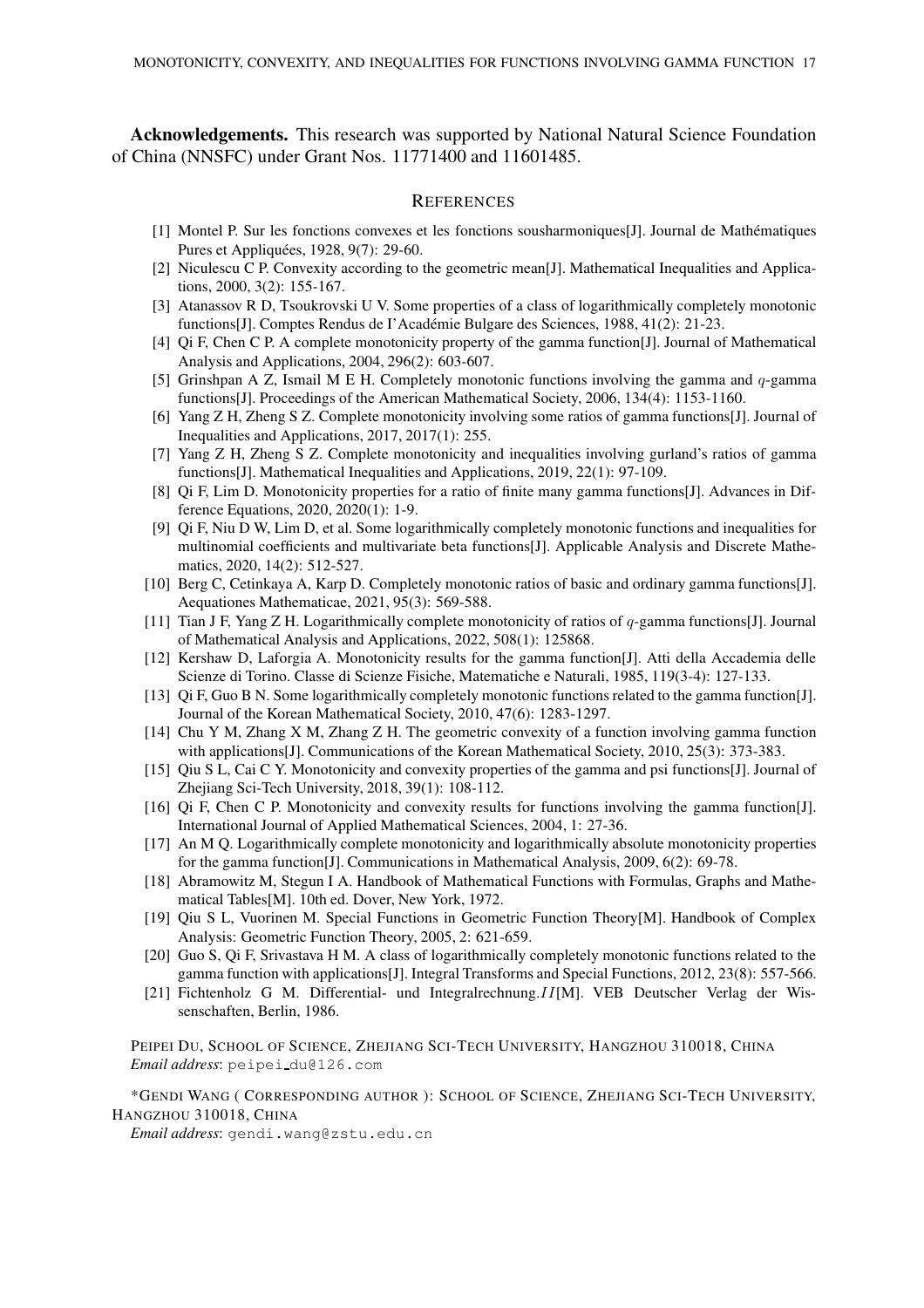**Acknowledgements.** This research was supported by National Natural Science Foundation of China (NNSFC) under Grant Nos. 11771400 and 11601485.

## REFERENCES

[1] Montel P. Sur les fonctions convexes et les fonctions sousharmoniques[J]. Journal de Mathématiques Pures et Appliquées, 1928, 9(7): 29-60.

[2] Niculescu C P. Convexity according to the geometric mean[J]. Mathematical Inequalities and Applications, 2000, 3(2): 155-167.

[3] Atanassov R D, Tsoukrovski U V. Some properties of a class of logarithmically completely monotonic functions[J]. Comptes Rendus de I'Académie Bulgare des Sciences, 1988, 41(2): 21-23.

[4] Qi F, Chen C P. A complete monotonicity property of the gamma function[J]. Journal of Mathematical Analysis and Applications, 2004, 296(2): 603-607.

[5] Grinshpan A Z, Ismail M E H. Completely monotonic functions involving the gamma and $q$-gamma functions[J]. Proceedings of the American Mathematical Society, 2006, 134(4): 1153-1160.

[6] Yang Z H, Zheng S Z. Complete monotonicity involving some ratios of gamma functions[J]. Journal of Inequalities and Applications, 2017, 2017(1): 255.

[7] Yang Z H, Zheng S Z. Complete monotonicity and inequalities involving gurland's ratios of gamma functions[J]. Mathematical Inequalities and Applications, 2019, 22(1): 97-109.

[8] Qi F, Lim D. Monotonicity properties for a ratio of finite many gamma functions[J]. Advances in Difference Equations, 2020, 2020(1): 1-9.

[9] Qi F, Niu D W, Lim D, et al. Some logarithmically completely monotonic functions and inequalities for multinomial coefficients and multivariate beta functions[J]. Applicable Analysis and Discrete Mathematics, 2020, 14(2): 512-527.

[10] Berg C, Cetinkaya A, Karp D. Completely monotonic ratios of basic and ordinary gamma functions[J]. Aequationes Mathematicae, 2021, 95(3): 569-588.

[11] Tian J F, Yang Z H. Logarithmically complete monotonicity of ratios of $q$-gamma functions[J]. Journal of Mathematical Analysis and Applications, 2022, 508(1): 125868.

[12] Kershaw D, Laforgia A. Monotonicity results for the gamma function[J]. Atti della Accademia delle Scienze di Torino. Classe di Scienze Fisiche, Matematiche e Naturali, 1985, 119(3-4): 127-133.

[13] Qi F, Guo B N. Some logarithmically completely monotonic functions related to the gamma function[J]. Journal of the Korean Mathematical Society, 2010, 47(6): 1283-1297.

[14] Chu Y M, Zhang X M, Zhang Z H. The geometric convexity of a function involving gamma function with applications[J]. Communications of the Korean Mathematical Society, 2010, 25(3): 373-383.

[15] Qiu S L, Cai C Y. Monotonicity and convexity properties of the gamma and psi functions[J]. Journal of Zhejiang Sci-Tech University, 2018, 39(1): 108-112.

[16] Qi F, Chen C P. Monotonicity and convexity results for functions involving the gamma function[J]. International Journal of Applied Mathematical Sciences, 2004, 1: 27-36.

[17] An M Q. Logarithmically complete monotonicity and logarithmically absolute monotonicity properties for the gamma function[J]. Communications in Mathematical Analysis, 2009, 6(2): 69-78.

[18] Abramowitz M, Stegun I A. Handbook of Mathematical Functions with Formulas, Graphs and Mathematical Tables[M]. 10th ed. Dover, New York, 1972.

[19] Qiu S L, Vuorinen M. Special Functions in Geometric Function Theory[M]. Handbook of Complex Analysis: Geometric Function Theory, 2005, 2: 621-659.

[20] Guo S, Qi F, Srivastava H M. A class of logarithmically completely monotonic functions related to the gamma function with applications[J]. Integral Transforms and Special Functions, 2012, 23(8): 557-566.

[21] Fichtenholz G M. Differential- und Integralrechnung.$II$[M]. VEB Deutscher Verlag der Wissenschaften, Berlin, 1986.

PEIPEI DU, SCHOOL OF SCIENCE, ZHEJIANG SCI-TECH UNIVERSITY, HANGZHOU 310018, CHINA
*Email address*: peipei_du@126.com

*GENDI WANG ( CORRESPONDING AUTHOR ): SCHOOL OF SCIENCE, ZHEJIANG SCI-TECH UNIVERSITY, HANGZHOU 310018, CHINA
*Email address*: gendi.wang@zstu.edu.cn